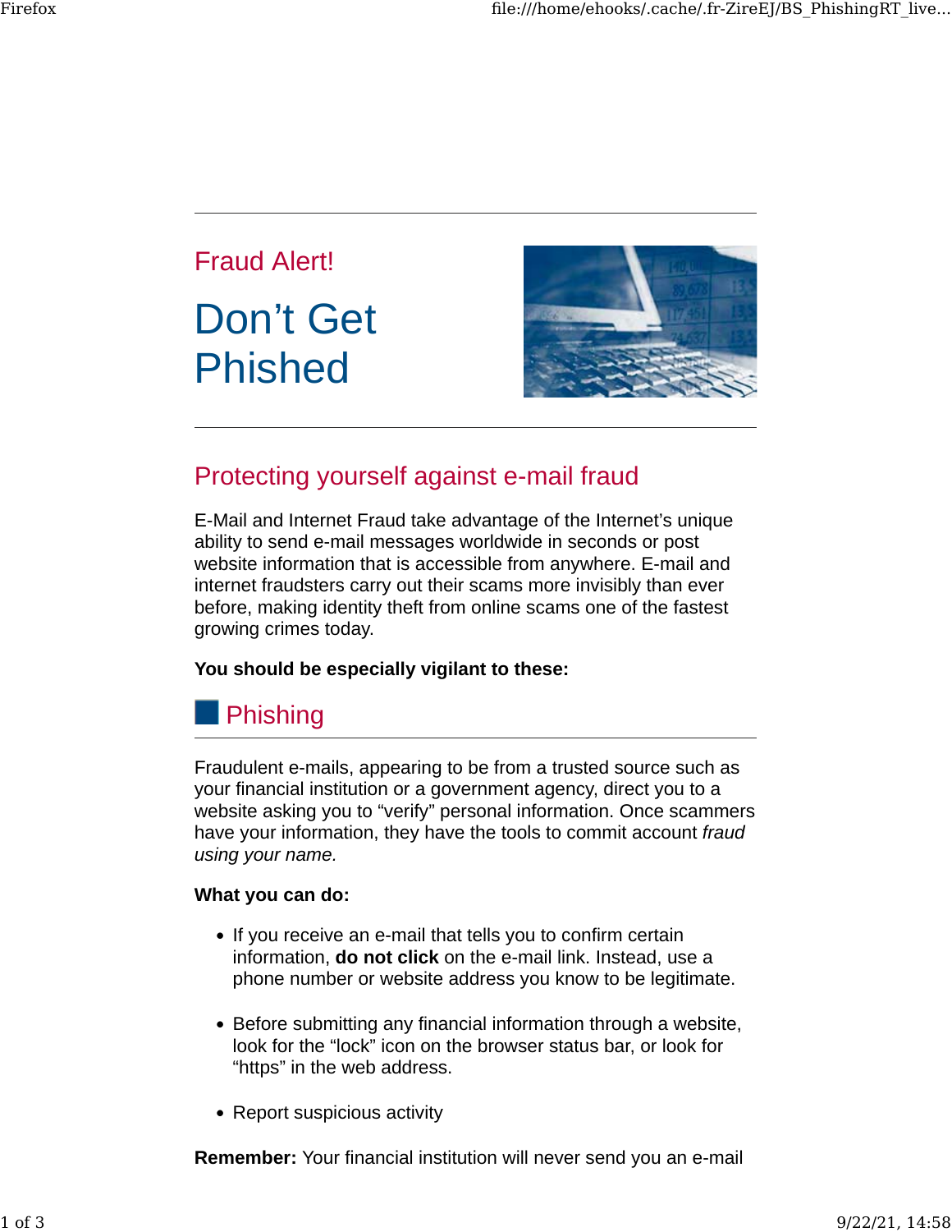Fraud Alert!

# Don’t Get Phished

## Protecting yourself against e-mail fraud

E-Mail and Internet Fraud take advantage of the Internet’s unique ability to send e-mail messages worldwide in seconds or post website information that is accessible from anywhere. E-mail and internet fraudsters carry out their scams more invisibly than ever before, making identity theft from online scams one of the fastest growing crimes today.

**You should be especially vigilant to these:**

### Phishing

Fraudulent e-mails, appearing to be from a trusted source such as your financial institution or a government agency, direct you to a website asking you to “verify” personal information. Once scammers have your information, they have the tools to commit account *fraud using your name.*

**What you can do:**

- If you receive an e-mail that tells you to confirm certain information, **do not click** on the e-mail link. Instead, use a phone number or website address you know to be legitimate.
- Before submitting any financial information through a website, look for the “lock” icon on the browser status bar, or look for “https” in the web address.
- Report suspicious activity

**Remember:** Your financial institution will never send you an e-mail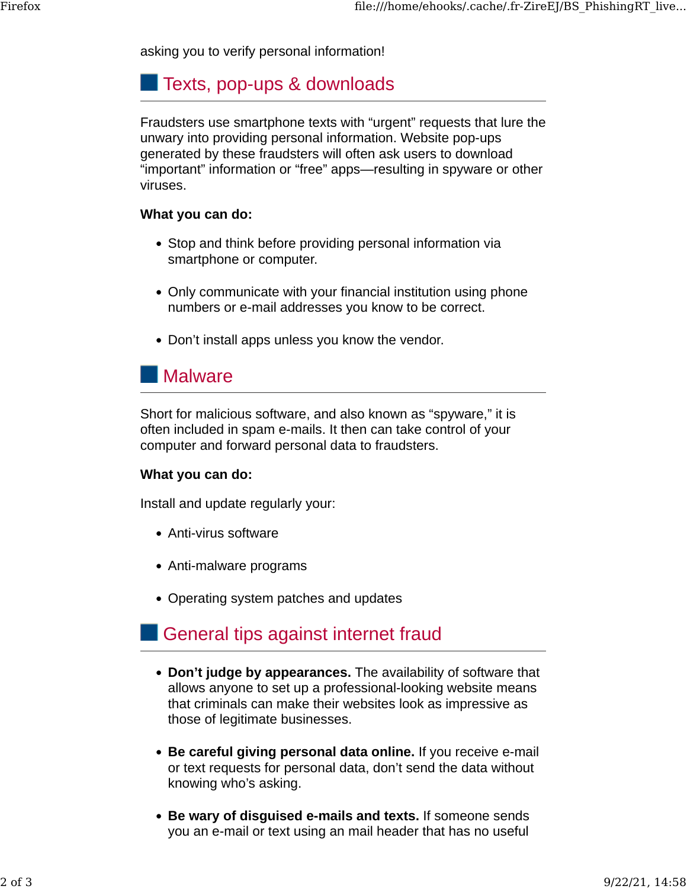asking you to verify personal information!

## Texts, pop-ups & downloads

Fraudsters use smartphone texts with “urgent” requests that lure the unwary into providing personal information. Website pop-ups generated by these fraudsters will often ask users to download “important” information or “free” apps—resulting in spyware or other viruses.

**What you can do:**

- Stop and think before providing personal information via smartphone or computer.
- Only communicate with your financial institution using phone numbers or e-mail addresses you know to be correct.
- Don’t install apps unless you know the vendor.

## Malware

Short for malicious software, and also known as “spyware,” it is often included in spam e-mails. It then can take control of your computer and forward personal data to fraudsters.

**What you can do:**

Install and update regularly your:

- Anti-virus software
- Anti-malware programs
- Operating system patches and updates

## General tips against internet fraud

- **Don’t judge by appearances.** The availability of software that allows anyone to set up a professional-looking website means that criminals can make their websites look as impressive as those of legitimate businesses.
- **Be careful giving personal data online.** If you receive e-mail or text requests for personal data, don’t send the data without knowing who’s asking.
- **Be wary of disguised e-mails and texts.** If someone sends you an e-mail or text using an mail header that has no useful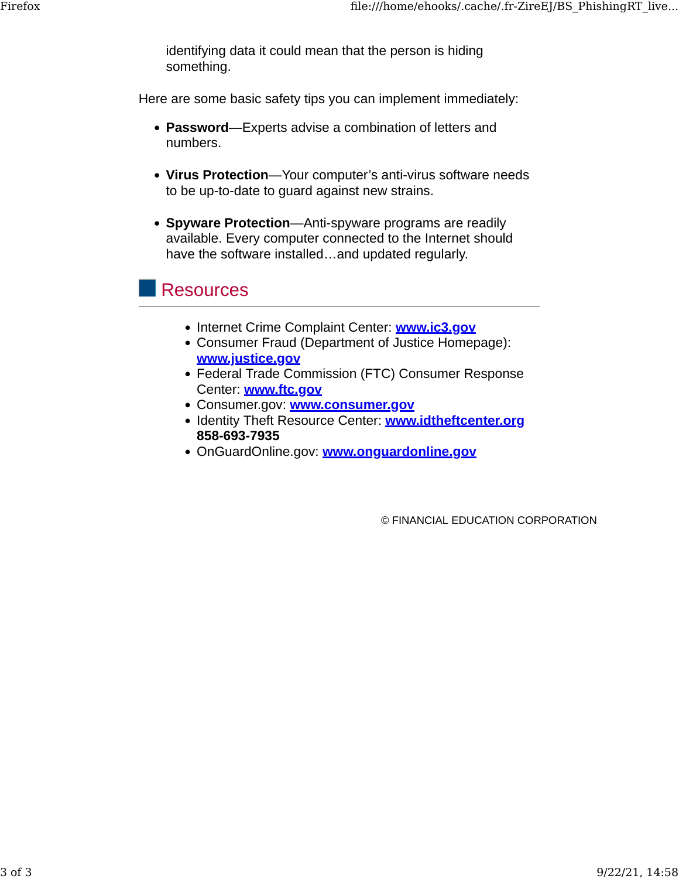identifying data it could mean that the person is hiding something.

Here are some basic safety tips you can implement immediately:

- **Password**—Experts advise a combination of letters and numbers.

- **Virus Protection**—Your computer's anti-virus software needs to be up-to-date to guard against new strains.

- **Spyware Protection**—Anti-spyware programs are readily available. Every computer connected to the Internet should have the software installed…and updated regularly.

## Resources

- Internet Crime Complaint Center: **www.ic3.gov**
- Consumer Fraud (Department of Justice Homepage): **www.justice.gov**
- Federal Trade Commission (FTC) Consumer Response Center: **www.ftc.gov**
- Consumer.gov: **www.consumer.gov**
- Identity Theft Resource Center: **www.idtheftcenter.org** **858-693-7935**
- OnGuardOnline.gov: **www.onguardonline.gov**

© FINANCIAL EDUCATION CORPORATION